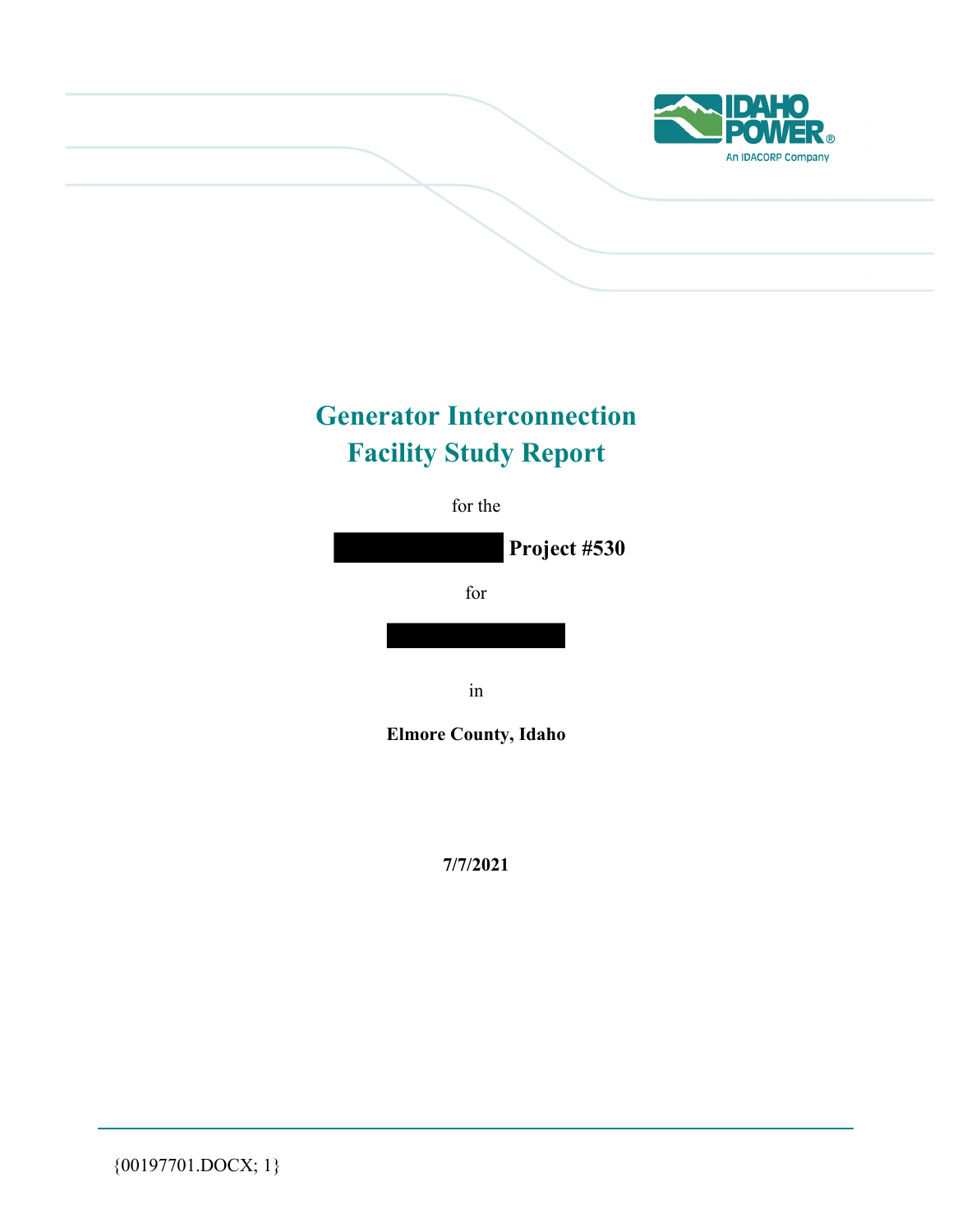# Generator Interconnection Facility Study Report

for the

**Project #530**

for

in

**Elmore County, Idaho**

**7/7/2021**

{00197701.DOCX; 1}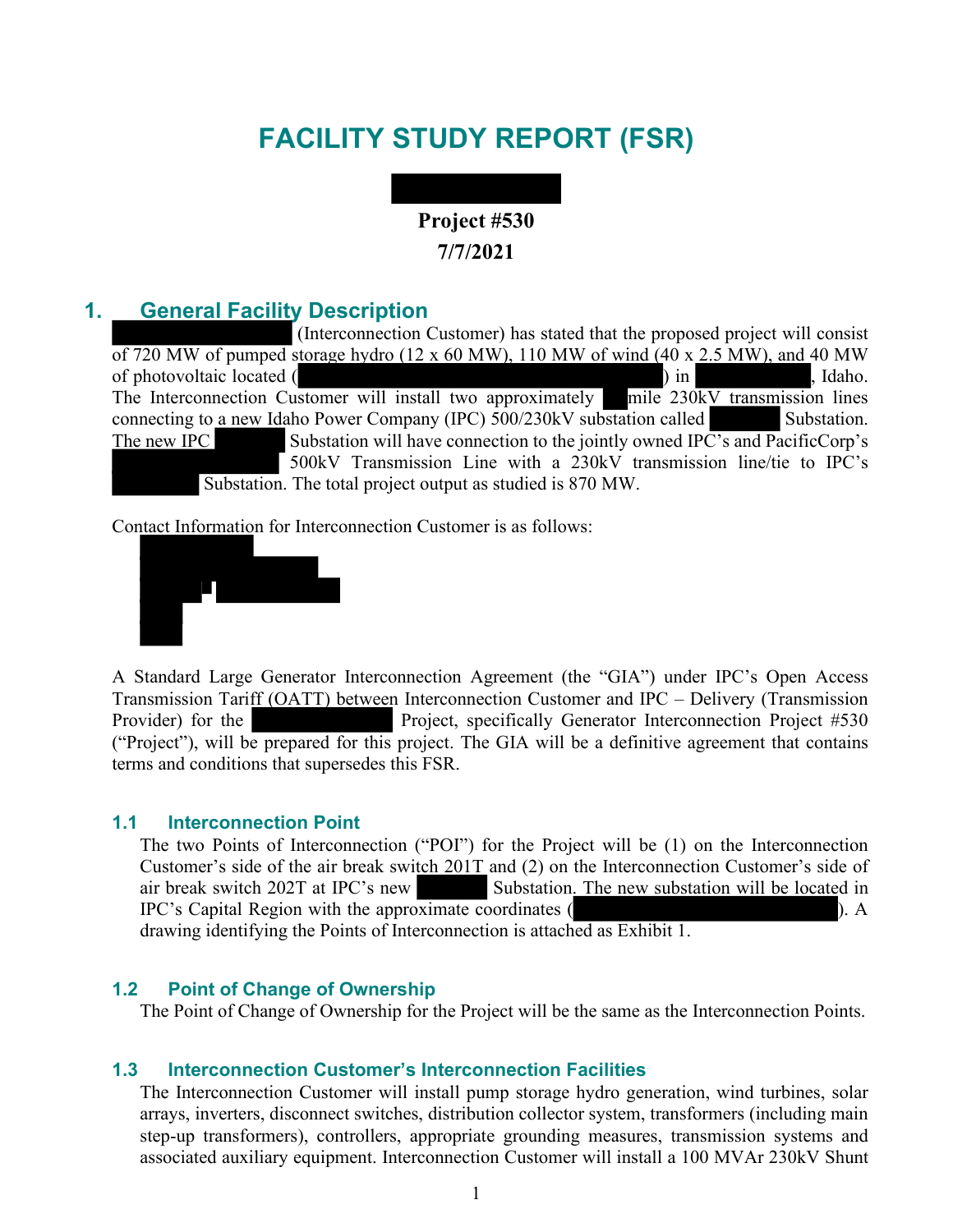# FACILITY STUDY REPORT (FSR)

**Project #530**
**7/7/2021**

## 1. General Facility Description

(Interconnection Customer) has stated that the proposed project will consist of 720 MW of pumped storage hydro (12 x 60 MW), 110 MW of wind (40 x 2.5 MW), and 40 MW of photovoltaic located ( ) in , Idaho. The Interconnection Customer will install two approximately mile 230kV transmission lines connecting to a new Idaho Power Company (IPC) 500/230kV substation called Substation. The new IPC Substation will have connection to the jointly owned IPC's and PacifiCorp's 500kV Transmission Line with a 230kV transmission line/tie to IPC's Substation. The total project output as studied is 870 MW.

Contact Information for Interconnection Customer is as follows:

A Standard Large Generator Interconnection Agreement (the "GIA") under IPC's Open Access Transmission Tariff (OATT) between Interconnection Customer and IPC – Delivery (Transmission Provider) for the Project, specifically Generator Interconnection Project #530 ("Project"), will be prepared for this project. The GIA will be a definitive agreement that contains terms and conditions that supersedes this FSR.

### 1.1 Interconnection Point

The two Points of Interconnection ("POI") for the Project will be (1) on the Interconnection Customer's side of the air break switch 201T and (2) on the Interconnection Customer's side of air break switch 202T at IPC's new Substation. The new substation will be located in IPC's Capital Region with the approximate coordinates ( ). A drawing identifying the Points of Interconnection is attached as Exhibit 1.

### 1.2 Point of Change of Ownership

The Point of Change of Ownership for the Project will be the same as the Interconnection Points.

### 1.3 Interconnection Customer's Interconnection Facilities

The Interconnection Customer will install pump storage hydro generation, wind turbines, solar arrays, inverters, disconnect switches, distribution collector system, transformers (including main step-up transformers), controllers, appropriate grounding measures, transmission systems and associated auxiliary equipment. Interconnection Customer will install a 100 MVAr 230kV Shunt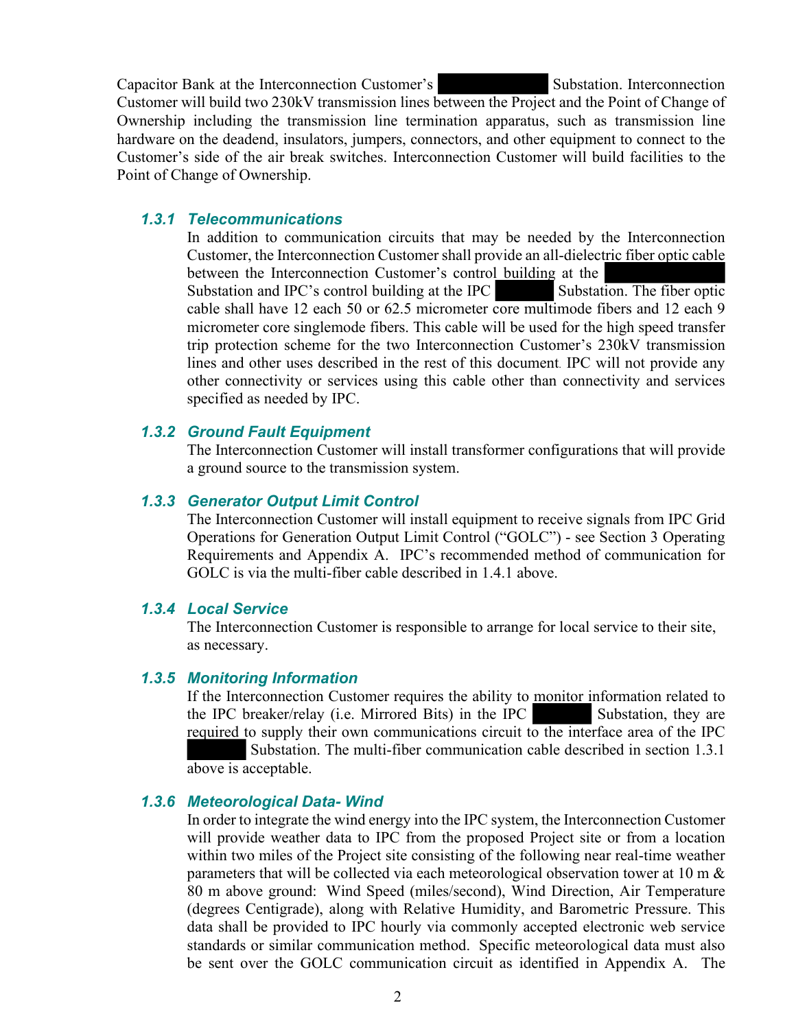Capacitor Bank at the Interconnection Customer's [REDACTED] Substation. Interconnection Customer will build two 230kV transmission lines between the Project and the Point of Change of Ownership including the transmission line termination apparatus, such as transmission line hardware on the deadend, insulators, jumpers, connectors, and other equipment to connect to the Customer's side of the air break switches. Interconnection Customer will build facilities to the Point of Change of Ownership.

### *1.3.1 Telecommunications*

In addition to communication circuits that may be needed by the Interconnection Customer, the Interconnection Customer shall provide an all-dielectric fiber optic cable between the Interconnection Customer's control building at the [REDACTED] Substation and IPC's control building at the IPC [REDACTED] Substation. The fiber optic cable shall have 12 each 50 or 62.5 micrometer core multimode fibers and 12 each 9 micrometer core singlemode fibers. This cable will be used for the high speed transfer trip protection scheme for the two Interconnection Customer's 230kV transmission lines and other uses described in the rest of this document. IPC will not provide any other connectivity or services using this cable other than connectivity and services specified as needed by IPC.

### *1.3.2 Ground Fault Equipment*

The Interconnection Customer will install transformer configurations that will provide a ground source to the transmission system.

### *1.3.3 Generator Output Limit Control*

The Interconnection Customer will install equipment to receive signals from IPC Grid Operations for Generation Output Limit Control ("GOLC") - see Section 3 Operating Requirements and Appendix A. IPC's recommended method of communication for GOLC is via the multi-fiber cable described in 1.4.1 above.

### *1.3.4 Local Service*

The Interconnection Customer is responsible to arrange for local service to their site, as necessary.

### *1.3.5 Monitoring Information*

If the Interconnection Customer requires the ability to monitor information related to the IPC breaker/relay (i.e. Mirrored Bits) in the IPC [REDACTED] Substation, they are required to supply their own communications circuit to the interface area of the IPC [REDACTED] Substation. The multi-fiber communication cable described in section 1.3.1 above is acceptable.

### *1.3.6 Meteorological Data- Wind*

In order to integrate the wind energy into the IPC system, the Interconnection Customer will provide weather data to IPC from the proposed Project site or from a location within two miles of the Project site consisting of the following near real-time weather parameters that will be collected via each meteorological observation tower at 10 m & 80 m above ground: Wind Speed (miles/second), Wind Direction, Air Temperature (degrees Centigrade), along with Relative Humidity, and Barometric Pressure. This data shall be provided to IPC hourly via commonly accepted electronic web service standards or similar communication method. Specific meteorological data must also be sent over the GOLC communication circuit as identified in Appendix A. The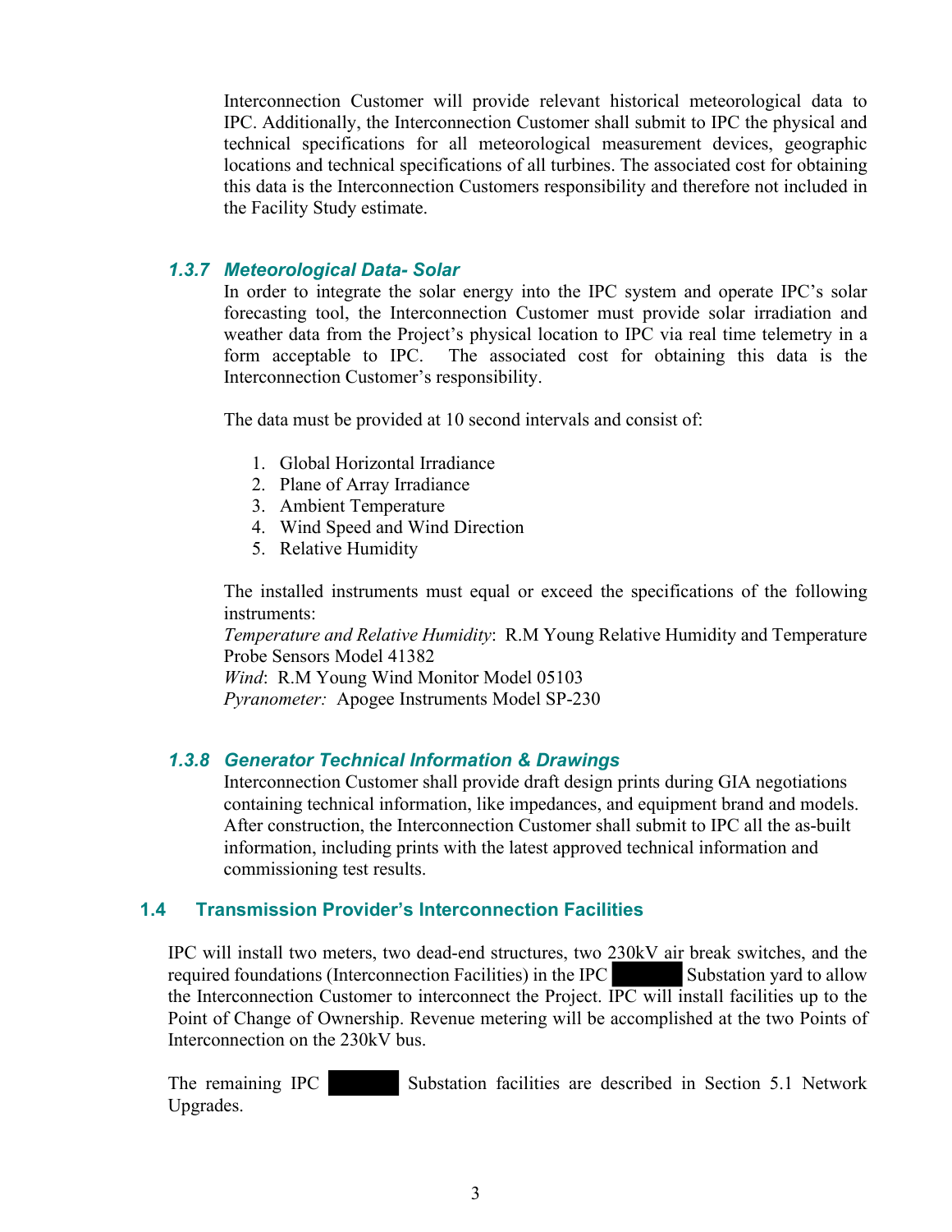Interconnection Customer will provide relevant historical meteorological data to IPC. Additionally, the Interconnection Customer shall submit to IPC the physical and technical specifications for all meteorological measurement devices, geographic locations and technical specifications of all turbines. The associated cost for obtaining this data is the Interconnection Customers responsibility and therefore not included in the Facility Study estimate.

### *1.3.7 Meteorological Data- Solar*

In order to integrate the solar energy into the IPC system and operate IPC's solar forecasting tool, the Interconnection Customer must provide solar irradiation and weather data from the Project's physical location to IPC via real time telemetry in a form acceptable to IPC. The associated cost for obtaining this data is the Interconnection Customer's responsibility.

The data must be provided at 10 second intervals and consist of:

1. Global Horizontal Irradiance
2. Plane of Array Irradiance
3. Ambient Temperature
4. Wind Speed and Wind Direction
5. Relative Humidity

The installed instruments must equal or exceed the specifications of the following instruments:
*Temperature and Relative Humidity*: R.M Young Relative Humidity and Temperature Probe Sensors Model 41382
*Wind*: R.M Young Wind Monitor Model 05103
*Pyranometer:* Apogee Instruments Model SP-230

### *1.3.8 Generator Technical Information & Drawings*

Interconnection Customer shall provide draft design prints during GIA negotiations containing technical information, like impedances, and equipment brand and models. After construction, the Interconnection Customer shall submit to IPC all the as-built information, including prints with the latest approved technical information and commissioning test results.

## 1.4 Transmission Provider's Interconnection Facilities

IPC will install two meters, two dead-end structures, two 230kV air break switches, and the required foundations (Interconnection Facilities) in the IPC ██████ Substation yard to allow the Interconnection Customer to interconnect the Project. IPC will install facilities up to the Point of Change of Ownership. Revenue metering will be accomplished at the two Points of Interconnection on the 230kV bus.

The remaining IPC ██████ Substation facilities are described in Section 5.1 Network Upgrades.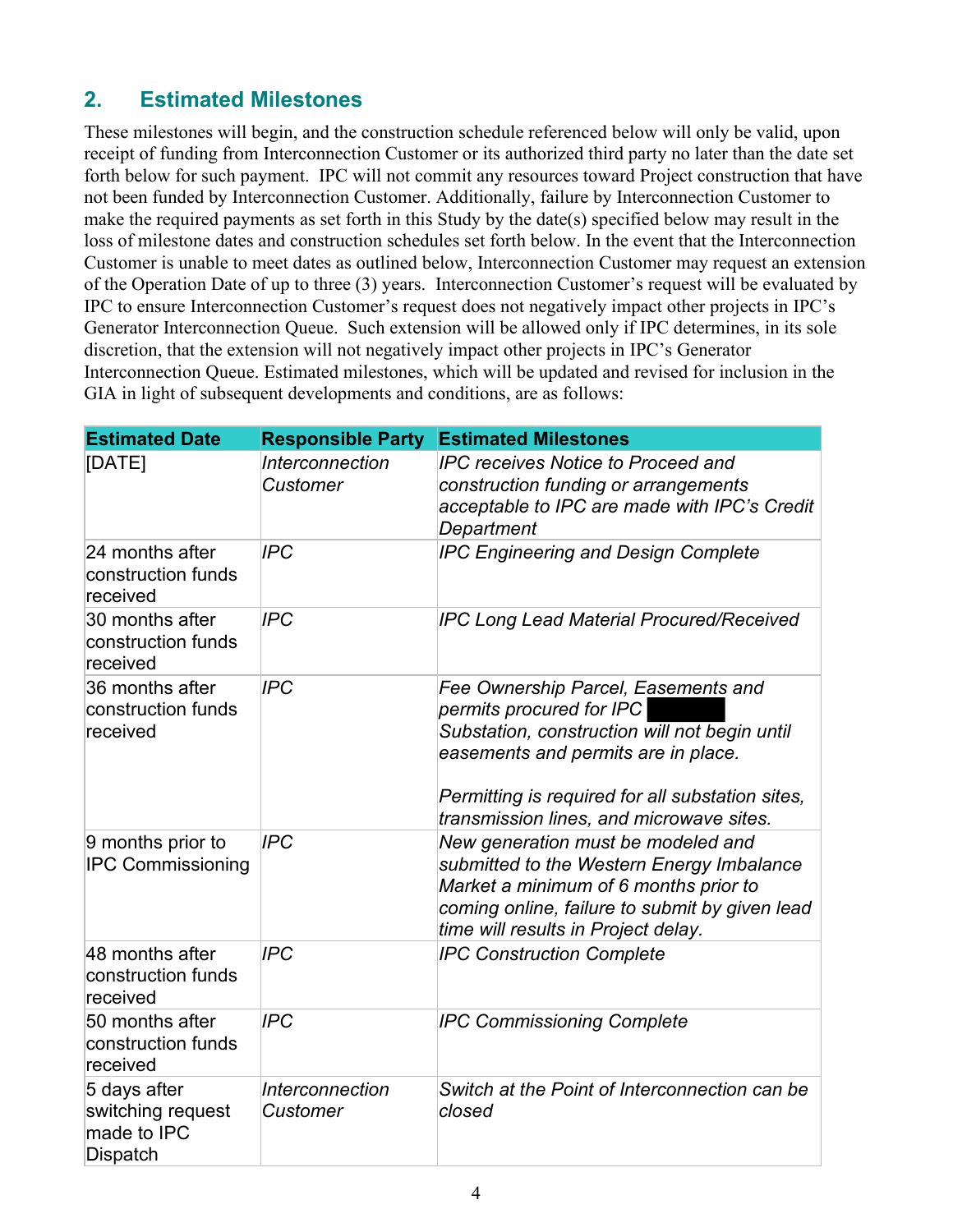## 2. Estimated Milestones

These milestones will begin, and the construction schedule referenced below will only be valid, upon receipt of funding from Interconnection Customer or its authorized third party no later than the date set forth below for such payment. IPC will not commit any resources toward Project construction that have not been funded by Interconnection Customer. Additionally, failure by Interconnection Customer to make the required payments as set forth in this Study by the date(s) specified below may result in the loss of milestone dates and construction schedules set forth below. In the event that the Interconnection Customer is unable to meet dates as outlined below, Interconnection Customer may request an extension of the Operation Date of up to three (3) years. Interconnection Customer's request will be evaluated by IPC to ensure Interconnection Customer's request does not negatively impact other projects in IPC's Generator Interconnection Queue. Such extension will be allowed only if IPC determines, in its sole discretion, that the extension will not negatively impact other projects in IPC's Generator Interconnection Queue. Estimated milestones, which will be updated and revised for inclusion in the GIA in light of subsequent developments and conditions, are as follows:

| Estimated Date | Responsible Party | Estimated Milestones |
|---|---|---|
| [DATE] | *Interconnection Customer* | *IPC receives Notice to Proceed and construction funding or arrangements acceptable to IPC are made with IPC's Credit Department* |
| 24 months after construction funds received | *IPC* | *IPC Engineering and Design Complete* |
| 30 months after construction funds received | *IPC* | *IPC Long Lead Material Procured/Received* |
| 36 months after construction funds received | *IPC* | *Fee Ownership Parcel, Easements and permits procured for IPC [REDACTED] Substation, construction will not begin until easements and permits are in place.*<br><br>*Permitting is required for all substation sites, transmission lines, and microwave sites.* |
| 9 months prior to IPC Commissioning | *IPC* | *New generation must be modeled and submitted to the Western Energy Imbalance Market a minimum of 6 months prior to coming online, failure to submit by given lead time will results in Project delay.* |
| 48 months after construction funds received | *IPC* | *IPC Construction Complete* |
| 50 months after construction funds received | *IPC* | *IPC Commissioning Complete* |
| 5 days after switching request made to IPC Dispatch | *Interconnection Customer* | *Switch at the Point of Interconnection can be closed* |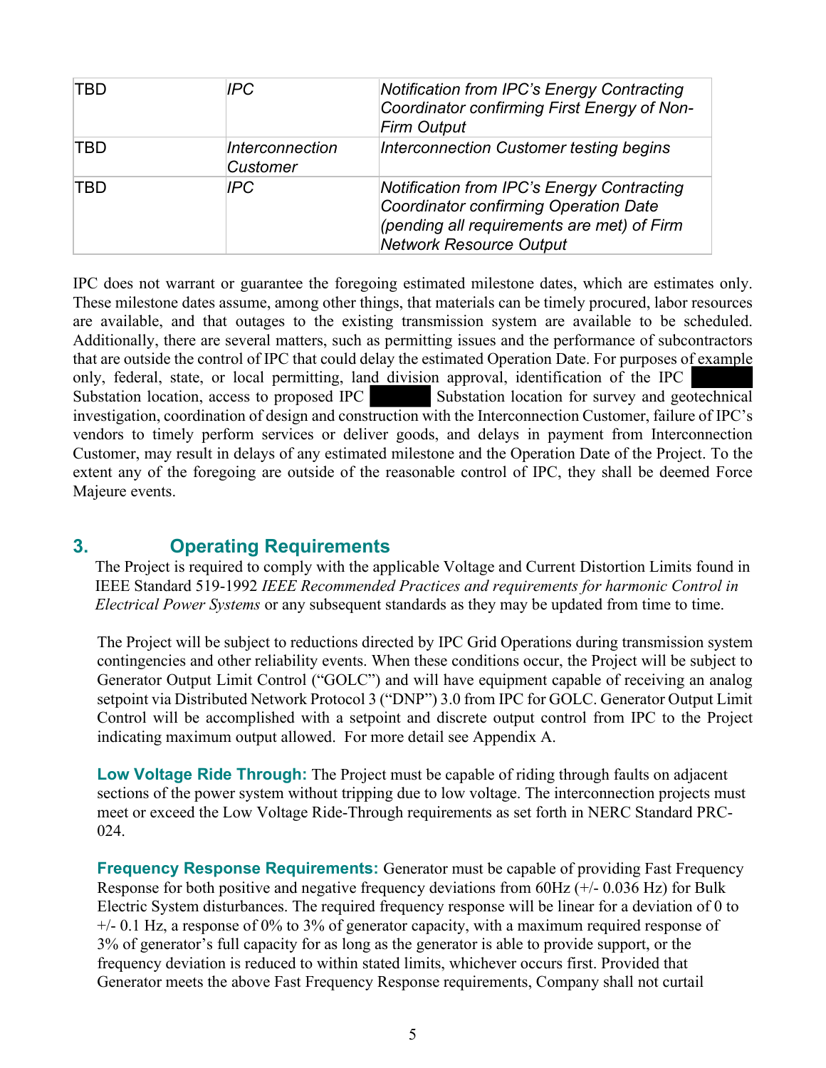| TBD | *IPC* | *Notification from IPC's Energy Contracting Coordinator confirming First Energy of Non-Firm Output* |
|---|---|---|
| TBD | *Interconnection Customer* | *Interconnection Customer testing begins* |
| TBD | *IPC* | *Notification from IPC's Energy Contracting Coordinator confirming Operation Date (pending all requirements are met) of Firm Network Resource Output* |

IPC does not warrant or guarantee the foregoing estimated milestone dates, which are estimates only. These milestone dates assume, among other things, that materials can be timely procured, labor resources are available, and that outages to the existing transmission system are available to be scheduled. Additionally, there are several matters, such as permitting issues and the performance of subcontractors that are outside the control of IPC that could delay the estimated Operation Date. For purposes of example only, federal, state, or local permitting, land division approval, identification of the IPC ██████ Substation location, access to proposed IPC ██████ Substation location for survey and geotechnical investigation, coordination of design and construction with the Interconnection Customer, failure of IPC's vendors to timely perform services or deliver goods, and delays in payment from Interconnection Customer, may result in delays of any estimated milestone and the Operation Date of the Project. To the extent any of the foregoing are outside of the reasonable control of IPC, they shall be deemed Force Majeure events.

## 3. Operating Requirements

The Project is required to comply with the applicable Voltage and Current Distortion Limits found in IEEE Standard 519-1992 *IEEE Recommended Practices and requirements for harmonic Control in Electrical Power Systems* or any subsequent standards as they may be updated from time to time.

The Project will be subject to reductions directed by IPC Grid Operations during transmission system contingencies and other reliability events. When these conditions occur, the Project will be subject to Generator Output Limit Control ("GOLC") and will have equipment capable of receiving an analog setpoint via Distributed Network Protocol 3 ("DNP") 3.0 from IPC for GOLC. Generator Output Limit Control will be accomplished with a setpoint and discrete output control from IPC to the Project indicating maximum output allowed. For more detail see Appendix A.

**Low Voltage Ride Through:** The Project must be capable of riding through faults on adjacent sections of the power system without tripping due to low voltage. The interconnection projects must meet or exceed the Low Voltage Ride-Through requirements as set forth in NERC Standard PRC-024.

**Frequency Response Requirements:** Generator must be capable of providing Fast Frequency Response for both positive and negative frequency deviations from 60Hz (+/- 0.036 Hz) for Bulk Electric System disturbances. The required frequency response will be linear for a deviation of 0 to +/- 0.1 Hz, a response of 0% to 3% of generator capacity, with a maximum required response of 3% of generator's full capacity for as long as the generator is able to provide support, or the frequency deviation is reduced to within stated limits, whichever occurs first. Provided that Generator meets the above Fast Frequency Response requirements, Company shall not curtail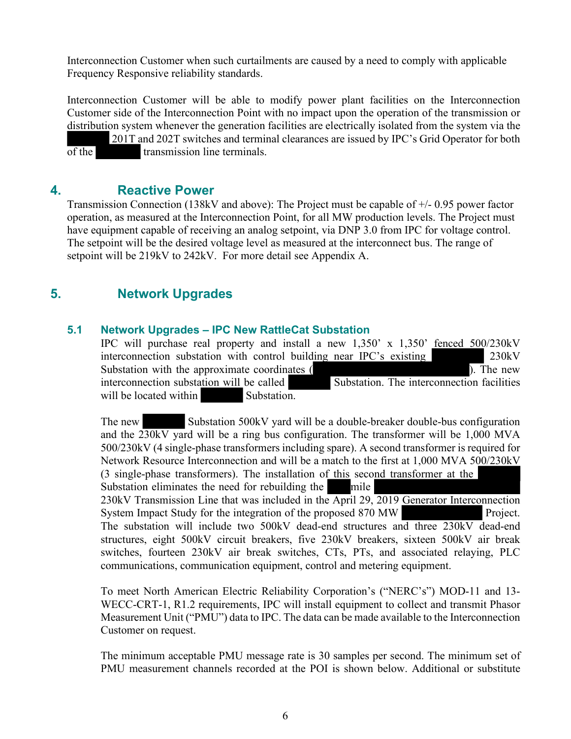Interconnection Customer when such curtailments are caused by a need to comply with applicable Frequency Responsive reliability standards.

Interconnection Customer will be able to modify power plant facilities on the Interconnection Customer side of the Interconnection Point with no impact upon the operation of the transmission or distribution system whenever the generation facilities are electrically isolated from the system via the 201T and 202T switches and terminal clearances are issued by IPC's Grid Operator for both of the transmission line terminals.

## 4. Reactive Power

Transmission Connection (138kV and above): The Project must be capable of +/- 0.95 power factor operation, as measured at the Interconnection Point, for all MW production levels. The Project must have equipment capable of receiving an analog setpoint, via DNP 3.0 from IPC for voltage control. The setpoint will be the desired voltage level as measured at the interconnect bus. The range of setpoint will be 219kV to 242kV. For more detail see Appendix A.

## 5. Network Upgrades

### 5.1 Network Upgrades – IPC New RattleCat Substation

IPC will purchase real property and install a new 1,350' x 1,350' fenced 500/230kV interconnection substation with control building near IPC's existing 230kV Substation with the approximate coordinates ( ). The new interconnection substation will be called Substation. The interconnection facilities will be located within Substation.

The new Substation 500kV yard will be a double-breaker double-bus configuration and the 230kV yard will be a ring bus configuration. The transformer will be 1,000 MVA 500/230kV (4 single-phase transformers including spare). A second transformer is required for Network Resource Interconnection and will be a match to the first at 1,000 MVA 500/230kV (3 single-phase transformers). The installation of this second transformer at the Substation eliminates the need for rebuilding the mile 230kV Transmission Line that was included in the April 29, 2019 Generator Interconnection System Impact Study for the integration of the proposed 870 MW Project. The substation will include two 500kV dead-end structures and three 230kV dead-end structures, eight 500kV circuit breakers, five 230kV breakers, sixteen 500kV air break switches, fourteen 230kV air break switches, CTs, PTs, and associated relaying, PLC communications, communication equipment, control and metering equipment.

To meet North American Electric Reliability Corporation's ("NERC's") MOD-11 and 13-WECC-CRT-1, R1.2 requirements, IPC will install equipment to collect and transmit Phasor Measurement Unit ("PMU") data to IPC. The data can be made available to the Interconnection Customer on request.

The minimum acceptable PMU message rate is 30 samples per second. The minimum set of PMU measurement channels recorded at the POI is shown below. Additional or substitute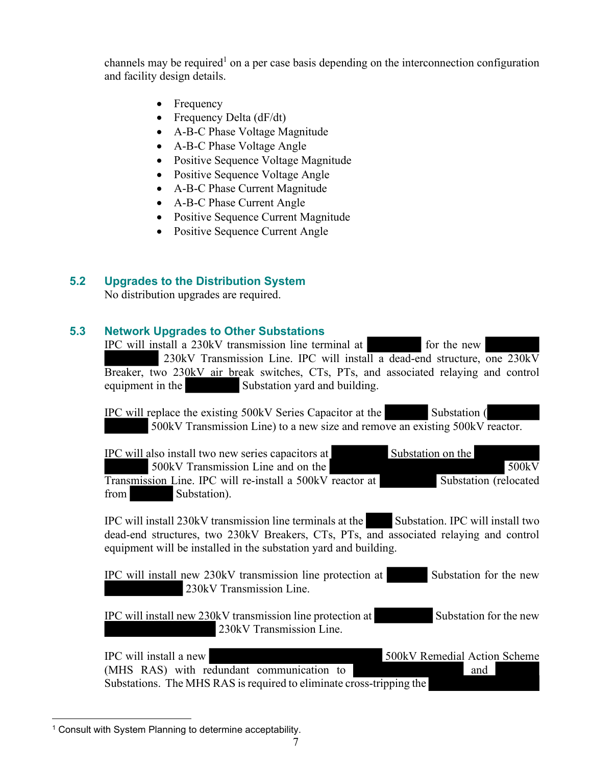channels may be required[1] on a per case basis depending on the interconnection configuration and facility design details.

- Frequency
- Frequency Delta (dF/dt)
- A-B-C Phase Voltage Magnitude
- A-B-C Phase Voltage Angle
- Positive Sequence Voltage Magnitude
- Positive Sequence Voltage Angle
- A-B-C Phase Current Magnitude
- A-B-C Phase Current Angle
- Positive Sequence Current Magnitude
- Positive Sequence Current Angle

## 5.2 Upgrades to the Distribution System

No distribution upgrades are required.

## 5.3 Network Upgrades to Other Substations

IPC will install a 230kV transmission line terminal at ████████ for the new ████████ ████████ 230kV Transmission Line. IPC will install a dead-end structure, one 230kV Breaker, two 230kV air break switches, CTs, PTs, and associated relaying and control equipment in the ████████ Substation yard and building.

IPC will replace the existing 500kV Series Capacitor at the ██████ Substation (████████ ██████ 500kV Transmission Line) to a new size and remove an existing 500kV reactor.

IPC will also install two new series capacitors at ████████ Substation on the ██████████ ██████ 500kV Transmission Line and on the ██████████████████████ 500kV Transmission Line. IPC will re-install a 500kV reactor at ████████ Substation (relocated from ██████ Substation).

IPC will install 230kV transmission line terminals at the ████ Substation. IPC will install two dead-end structures, two 230kV Breakers, CTs, PTs, and associated relaying and control equipment will be installed in the substation yard and building.

IPC will install new 230kV transmission line protection at ██████ Substation for the new ██████████ 230kV Transmission Line.

IPC will install new 230kV transmission line protection at ████████ Substation for the new ████████████████ 230kV Transmission Line.

IPC will install a new ██████████████████████████ 500kV Remedial Action Scheme (MHS RAS) with redundant communication to ████████████████ and ████████ Substations. The MHS RAS is required to eliminate cross-tripping the ████████████████

[1] Consult with System Planning to determine acceptability.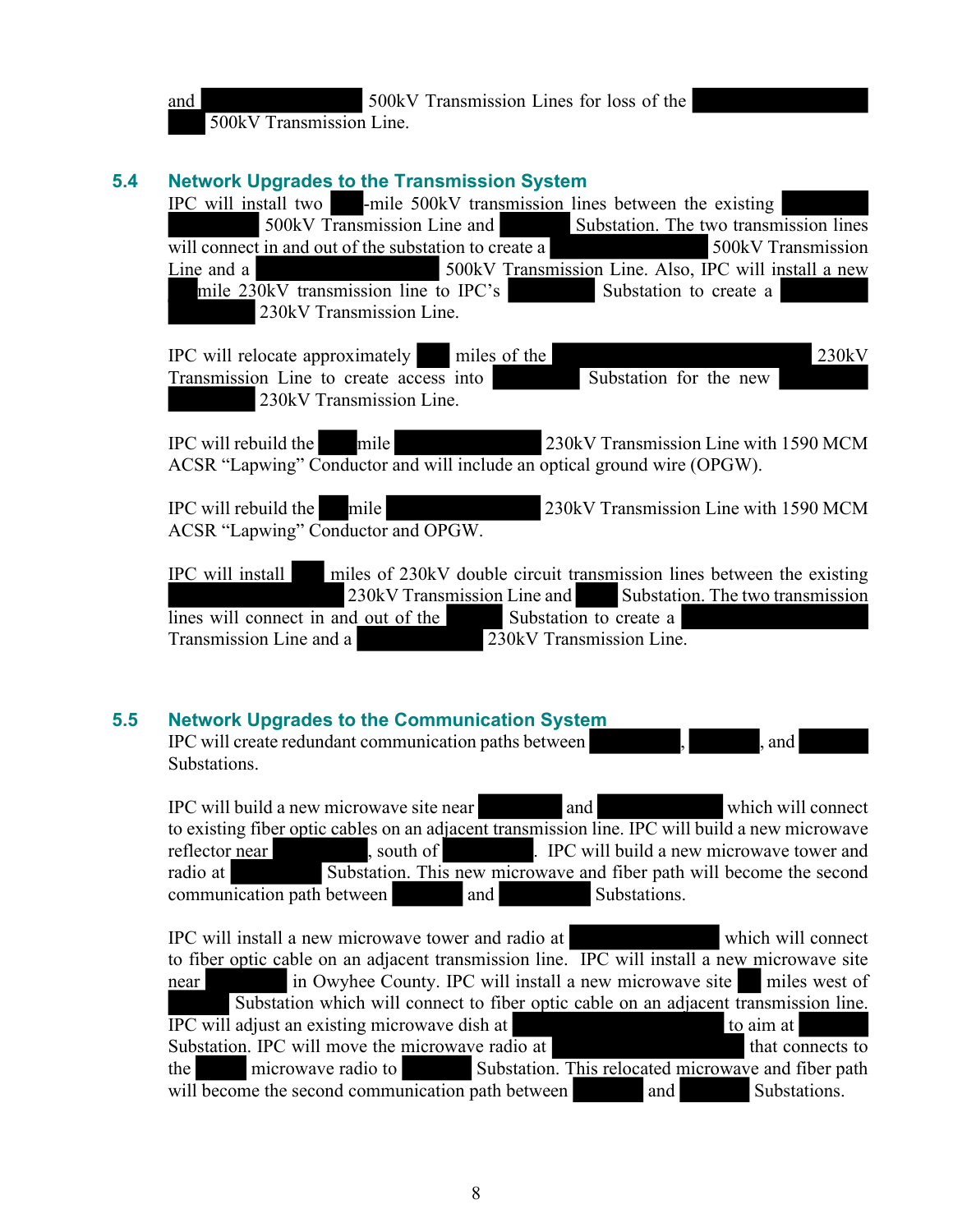and 500kV Transmission Lines for loss of the 500kV Transmission Line.

## 5.4 Network Upgrades to the Transmission System

IPC will install two -mile 500kV transmission lines between the existing 500kV Transmission Line and Substation. The two transmission lines will connect in and out of the substation to create a 500kV Transmission Line and a 500kV Transmission Line. Also, IPC will install a new mile 230kV transmission line to IPC's Substation to create a 230kV Transmission Line.

IPC will relocate approximately miles of the 230kV Transmission Line to create access into Substation for the new 230kV Transmission Line.

IPC will rebuild the mile 230kV Transmission Line with 1590 MCM ACSR "Lapwing" Conductor and will include an optical ground wire (OPGW).

IPC will rebuild the mile 230kV Transmission Line with 1590 MCM ACSR "Lapwing" Conductor and OPGW.

IPC will install miles of 230kV double circuit transmission lines between the existing 230kV Transmission Line and Substation. The two transmission lines will connect in and out of the Substation to create a Transmission Line and a 230kV Transmission Line.

## 5.5 Network Upgrades to the Communication System

IPC will create redundant communication paths between , , and Substations.

IPC will build a new microwave site near and which will connect to existing fiber optic cables on an adjacent transmission line. IPC will build a new microwave reflector near , south of . IPC will build a new microwave tower and radio at Substation. This new microwave and fiber path will become the second communication path between and Substations.

IPC will install a new microwave tower and radio at which will connect to fiber optic cable on an adjacent transmission line. IPC will install a new microwave site near in Owyhee County. IPC will install a new microwave site miles west of Substation which will connect to fiber optic cable on an adjacent transmission line. IPC will adjust an existing microwave dish at to aim at Substation. IPC will move the microwave radio at that connects to the microwave radio to Substation. This relocated microwave and fiber path will become the second communication path between and Substations.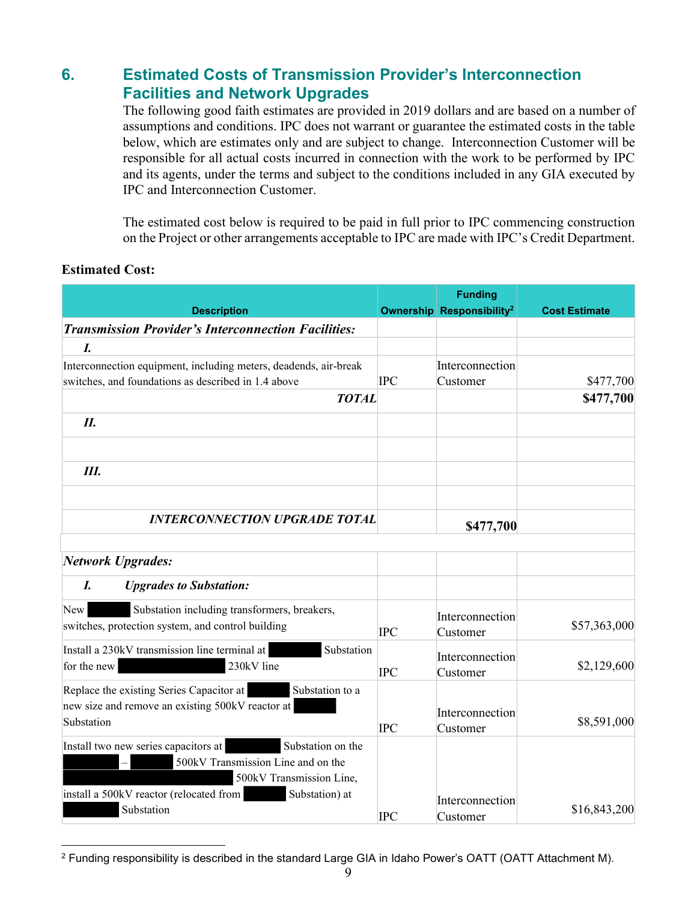## 6. Estimated Costs of Transmission Provider's Interconnection Facilities and Network Upgrades

The following good faith estimates are provided in 2019 dollars and are based on a number of assumptions and conditions. IPC does not warrant or guarantee the estimated costs in the table below, which are estimates only and are subject to change. Interconnection Customer will be responsible for all actual costs incurred in connection with the work to be performed by IPC and its agents, under the terms and subject to the conditions included in any GIA executed by IPC and Interconnection Customer.

The estimated cost below is required to be paid in full prior to IPC commencing construction on the Project or other arrangements acceptable to IPC are made with IPC's Credit Department.

**Estimated Cost:**

| Description | Ownership | Funding Responsibility[2] | Cost Estimate |
|---|---|---|---|
| ***Transmission Provider's Interconnection Facilities:*** | | | |
| ***I.*** | | | |
| Interconnection equipment, including meters, deadends, air-break switches, and foundations as described in 1.4 above | IPC | Interconnection Customer | $477,700 |
| ***TOTAL*** | | | **$477,700** |
| ***II.*** | | | |
| | | | |
| ***III.*** | | | |
| | | | |
| ***INTERCONNECTION UPGRADE TOTAL*** | | **$477,700** | |
| | | | |
| ***Network Upgrades:*** | | | |
| ***I. Upgrades to Substation:*** | | | |
| New ████ Substation including transformers, breakers, switches, protection system, and control building | IPC | Interconnection Customer | $57,363,000 |
| Install a 230kV transmission line terminal at ████ Substation for the new ████ 230kV line | IPC | Interconnection Customer | $2,129,600 |
| Replace the existing Series Capacitor at ████ Substation to a new size and remove an existing 500kV reactor at ████ Substation | IPC | Interconnection Customer | $8,591,000 |
| Install two new series capacitors at ████ Substation on the ████ – ████ 500kV Transmission Line and on the ████ 500kV Transmission Line, install a 500kV reactor (relocated from ████ Substation) at ████ Substation | IPC | Interconnection Customer | $16,843,200 |

[2] Funding responsibility is described in the standard Large GIA in Idaho Power's OATT (OATT Attachment M).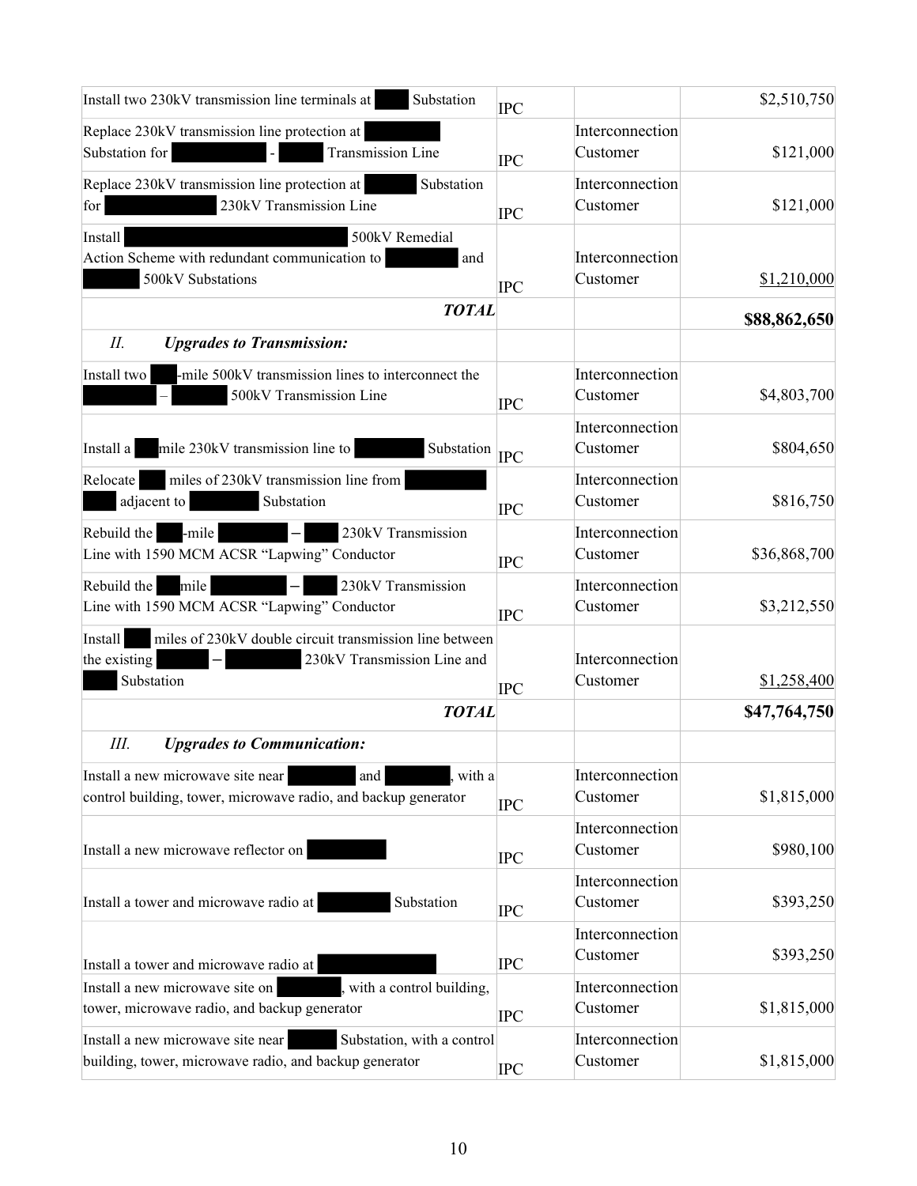| | | | |
|---|---|---|---|
| Install two 230kV transmission line terminals at ███ Substation | IPC | | $2,510,750 |
| Replace 230kV transmission line protection at ███ Substation for ███ - ███ Transmission Line | IPC | Interconnection Customer | $121,000 |
| Replace 230kV transmission line protection at ███ Substation for ███ 230kV Transmission Line | IPC | Interconnection Customer | $121,000 |
| Install ███ 500kV Remedial Action Scheme with redundant communication to ███ and ███ 500kV Substations | IPC | Interconnection Customer | $1,210,000 |
| ***TOTAL*** | | | **$88,862,650** |
| *II.* ***Upgrades to Transmission:*** | | | |
| Install two ███-mile 500kV transmission lines to interconnect the ███ – ███ 500kV Transmission Line | IPC | Interconnection Customer | $4,803,700 |
| Install a ███ mile 230kV transmission line to ███ Substation | IPC | Interconnection Customer | $804,650 |
| Relocate ███ miles of 230kV transmission line from ███ ███ adjacent to ███ Substation | IPC | Interconnection Customer | $816,750 |
| Rebuild the ███-mile ███ – ███ 230kV Transmission Line with 1590 MCM ACSR "Lapwing" Conductor | IPC | Interconnection Customer | $36,868,700 |
| Rebuild the ███ mile ███ – ███ 230kV Transmission Line with 1590 MCM ACSR "Lapwing" Conductor | IPC | Interconnection Customer | $3,212,550 |
| Install ███ miles of 230kV double circuit transmission line between the existing ███ – ███ 230kV Transmission Line and ███ Substation | IPC | Interconnection Customer | $1,258,400 |
| ***TOTAL*** | | | **$47,764,750** |
| *III.* ***Upgrades to Communication:*** | | | |
| Install a new microwave site near ███ and ███, with a control building, tower, microwave radio, and backup generator | IPC | Interconnection Customer | $1,815,000 |
| Install a new microwave reflector on ███ | IPC | Interconnection Customer | $980,100 |
| Install a tower and microwave radio at ███ Substation | IPC | Interconnection Customer | $393,250 |
| Install a tower and microwave radio at ███ | IPC | Interconnection Customer | $393,250 |
| Install a new microwave site on ███, with a control building, tower, microwave radio, and backup generator | IPC | Interconnection Customer | $1,815,000 |
| Install a new microwave site near ███ Substation, with a control building, tower, microwave radio, and backup generator | IPC | Interconnection Customer | $1,815,000 |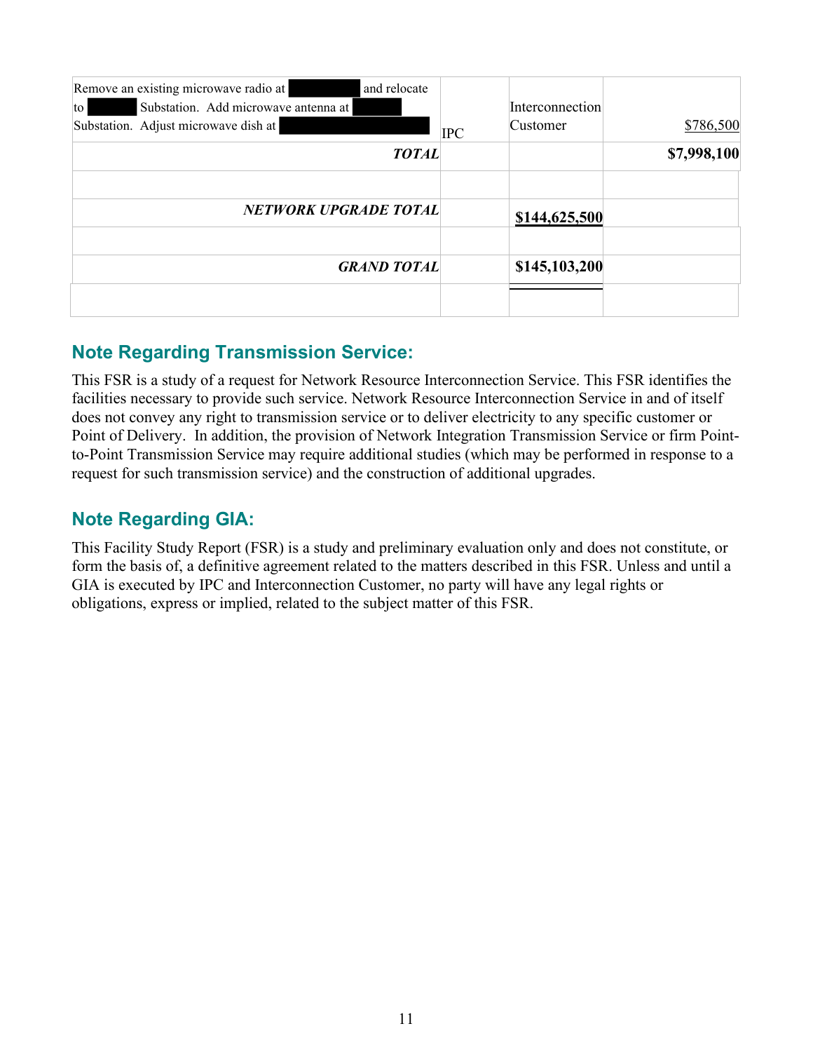| | | | |
|---|---|---|---|
| Remove an existing microwave radio at ████ and relocate to ████ Substation. Add microwave antenna at ████ Substation. Adjust microwave dish at ████ | IPC | Interconnection Customer | $786,500 |
| ***TOTAL*** | | | **$7,998,100** |
| | | | |
| ***NETWORK UPGRADE TOTAL*** | | **$144,625,500** | |
| | | | |
| ***GRAND TOTAL*** | | **$145,103,200** | |
| | | | |

## Note Regarding Transmission Service:

This FSR is a study of a request for Network Resource Interconnection Service. This FSR identifies the facilities necessary to provide such service. Network Resource Interconnection Service in and of itself does not convey any right to transmission service or to deliver electricity to any specific customer or Point of Delivery. In addition, the provision of Network Integration Transmission Service or firm Point-to-Point Transmission Service may require additional studies (which may be performed in response to a request for such transmission service) and the construction of additional upgrades.

## Note Regarding GIA:

This Facility Study Report (FSR) is a study and preliminary evaluation only and does not constitute, or form the basis of, a definitive agreement related to the matters described in this FSR. Unless and until a GIA is executed by IPC and Interconnection Customer, no party will have any legal rights or obligations, express or implied, related to the subject matter of this FSR.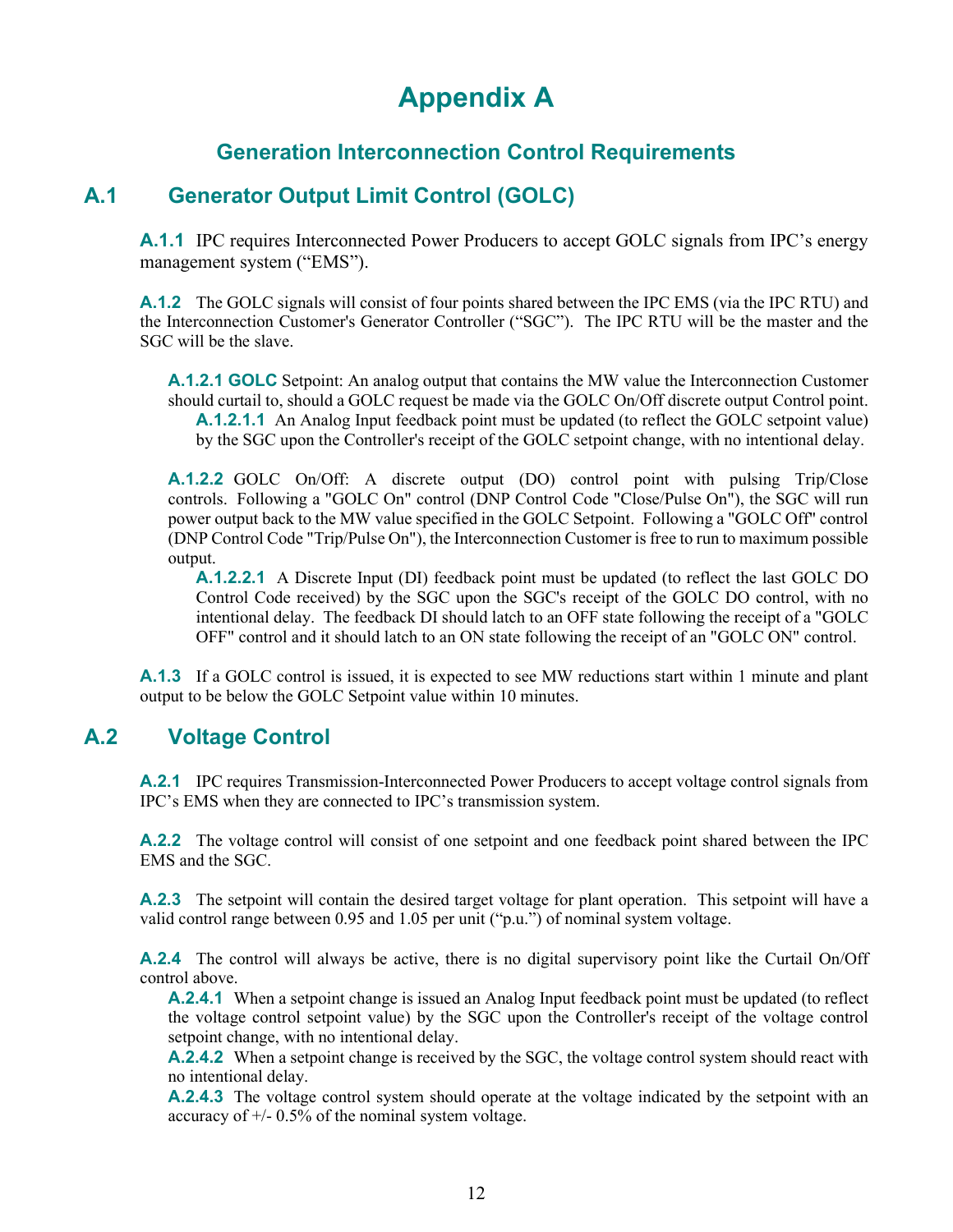# Appendix A

## Generation Interconnection Control Requirements

## A.1 Generator Output Limit Control (GOLC)

**A.1.1** IPC requires Interconnected Power Producers to accept GOLC signals from IPC's energy management system ("EMS").

**A.1.2** The GOLC signals will consist of four points shared between the IPC EMS (via the IPC RTU) and the Interconnection Customer's Generator Controller ("SGC"). The IPC RTU will be the master and the SGC will be the slave.

**A.1.2.1 GOLC** Setpoint: An analog output that contains the MW value the Interconnection Customer should curtail to, should a GOLC request be made via the GOLC On/Off discrete output Control point.

**A.1.2.1.1** An Analog Input feedback point must be updated (to reflect the GOLC setpoint value) by the SGC upon the Controller's receipt of the GOLC setpoint change, with no intentional delay.

**A.1.2.2** GOLC On/Off: A discrete output (DO) control point with pulsing Trip/Close controls. Following a "GOLC On" control (DNP Control Code "Close/Pulse On"), the SGC will run power output back to the MW value specified in the GOLC Setpoint. Following a "GOLC Off" control (DNP Control Code "Trip/Pulse On"), the Interconnection Customer is free to run to maximum possible output.

**A.1.2.2.1** A Discrete Input (DI) feedback point must be updated (to reflect the last GOLC DO Control Code received) by the SGC upon the SGC's receipt of the GOLC DO control, with no intentional delay. The feedback DI should latch to an OFF state following the receipt of a "GOLC OFF" control and it should latch to an ON state following the receipt of an "GOLC ON" control.

**A.1.3** If a GOLC control is issued, it is expected to see MW reductions start within 1 minute and plant output to be below the GOLC Setpoint value within 10 minutes.

## A.2 Voltage Control

**A.2.1** IPC requires Transmission-Interconnected Power Producers to accept voltage control signals from IPC's EMS when they are connected to IPC's transmission system.

**A.2.2** The voltage control will consist of one setpoint and one feedback point shared between the IPC EMS and the SGC.

**A.2.3** The setpoint will contain the desired target voltage for plant operation. This setpoint will have a valid control range between 0.95 and 1.05 per unit ("p.u.") of nominal system voltage.

**A.2.4** The control will always be active, there is no digital supervisory point like the Curtail On/Off control above.

**A.2.4.1** When a setpoint change is issued an Analog Input feedback point must be updated (to reflect the voltage control setpoint value) by the SGC upon the Controller's receipt of the voltage control setpoint change, with no intentional delay.

**A.2.4.2** When a setpoint change is received by the SGC, the voltage control system should react with no intentional delay.

**A.2.4.3** The voltage control system should operate at the voltage indicated by the setpoint with an accuracy of +/- 0.5% of the nominal system voltage.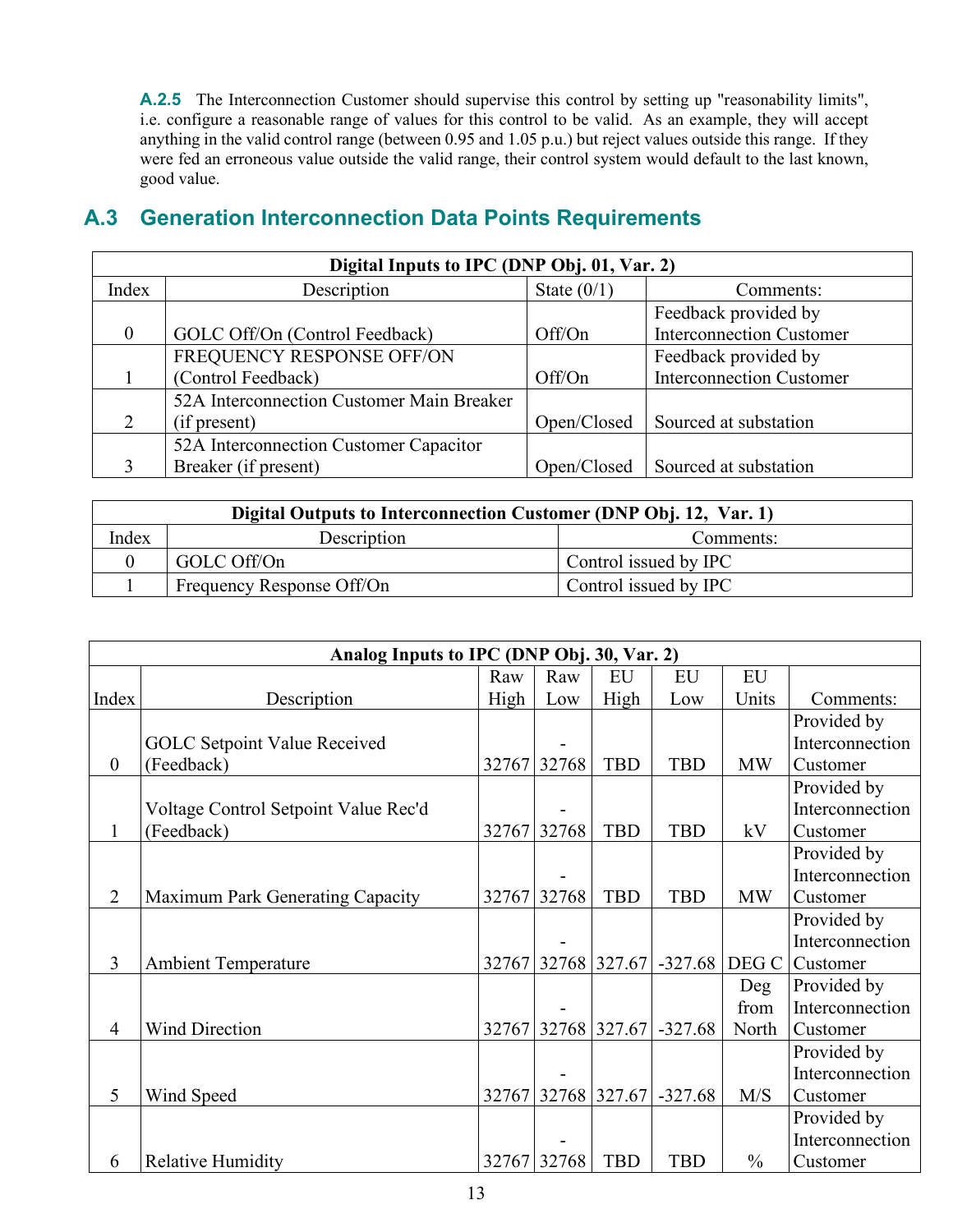**A.2.5** The Interconnection Customer should supervise this control by setting up "reasonability limits", i.e. configure a reasonable range of values for this control to be valid. As an example, they will accept anything in the valid control range (between 0.95 and 1.05 p.u.) but reject values outside this range. If they were fed an erroneous value outside the valid range, their control system would default to the last known, good value.

## A.3 Generation Interconnection Data Points Requirements

| Digital Inputs to IPC (DNP Obj. 01, Var. 2) | | | |
|---|---|---|---|
| Index | Description | State (0/1) | Comments: |
| 0 | GOLC Off/On (Control Feedback) | Off/On | Feedback provided by Interconnection Customer |
| 1 | FREQUENCY RESPONSE OFF/ON (Control Feedback) | Off/On | Feedback provided by Interconnection Customer |
| 2 | 52A Interconnection Customer Main Breaker (if present) | Open/Closed | Sourced at substation |
| 3 | 52A Interconnection Customer Capacitor Breaker (if present) | Open/Closed | Sourced at substation |

| Digital Outputs to Interconnection Customer (DNP Obj. 12, Var. 1) | | |
|---|---|---|
| Index | Description | Comments: |
| 0 | GOLC Off/On | Control issued by IPC |
| 1 | Frequency Response Off/On | Control issued by IPC |

| Analog Inputs to IPC (DNP Obj. 30, Var. 2) | | | | | | | |
|---|---|---|---|---|---|---|---|
| Index | Description | Raw High | Raw Low | EU High | EU Low | EU Units | Comments: |
| 0 | GOLC Setpoint Value Received (Feedback) | 32767 | -32768 | TBD | TBD | MW | Provided by Interconnection Customer |
| 1 | Voltage Control Setpoint Value Rec'd (Feedback) | 32767 | -32768 | TBD | TBD | kV | Provided by Interconnection Customer |
| 2 | Maximum Park Generating Capacity | 32767 | -32768 | TBD | TBD | MW | Provided by Interconnection Customer |
| 3 | Ambient Temperature | 32767 | -32768 | 327.67 | -327.68 | DEG C | Provided by Interconnection Customer |
| 4 | Wind Direction | 32767 | -32768 | 327.67 | -327.68 | Deg from North | Provided by Interconnection Customer |
| 5 | Wind Speed | 32767 | -32768 | 327.67 | -327.68 | M/S | Provided by Interconnection Customer |
| 6 | Relative Humidity | 32767 | -32768 | TBD | TBD | % | Provided by Interconnection Customer |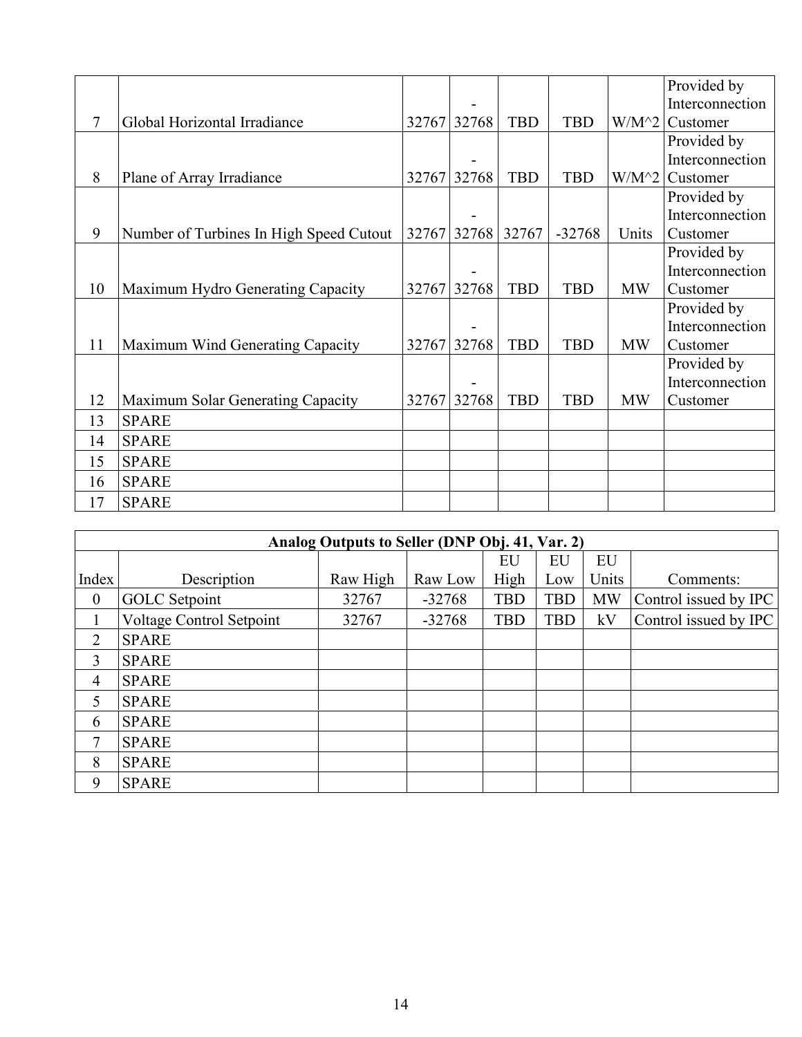| | | | | | | | |
|---|---|---|---|---|---|---|---|
| 7 | Global Horizontal Irradiance | 32767 | -32768 | TBD | TBD | W/M^2 | Provided by Interconnection Customer |
| 8 | Plane of Array Irradiance | 32767 | -32768 | TBD | TBD | W/M^2 | Provided by Interconnection Customer |
| 9 | Number of Turbines In High Speed Cutout | 32767 | -32768 | 32767 | -32768 | Units | Provided by Interconnection Customer |
| 10 | Maximum Hydro Generating Capacity | 32767 | -32768 | TBD | TBD | MW | Provided by Interconnection Customer |
| 11 | Maximum Wind Generating Capacity | 32767 | -32768 | TBD | TBD | MW | Provided by Interconnection Customer |
| 12 | Maximum Solar Generating Capacity | 32767 | -32768 | TBD | TBD | MW | Provided by Interconnection Customer |
| 13 | SPARE | | | | | | |
| 14 | SPARE | | | | | | |
| 15 | SPARE | | | | | | |
| 16 | SPARE | | | | | | |
| 17 | SPARE | | | | | | |

**Analog Outputs to Seller (DNP Obj. 41, Var. 2)**

| Index | Description | Raw High | Raw Low | EU High | EU Low | EU Units | Comments: |
|---|---|---|---|---|---|---|---|
| 0 | GOLC Setpoint | 32767 | -32768 | TBD | TBD | MW | Control issued by IPC |
| 1 | Voltage Control Setpoint | 32767 | -32768 | TBD | TBD | kV | Control issued by IPC |
| 2 | SPARE | | | | | | |
| 3 | SPARE | | | | | | |
| 4 | SPARE | | | | | | |
| 5 | SPARE | | | | | | |
| 6 | SPARE | | | | | | |
| 7 | SPARE | | | | | | |
| 8 | SPARE | | | | | | |
| 9 | SPARE | | | | | | |